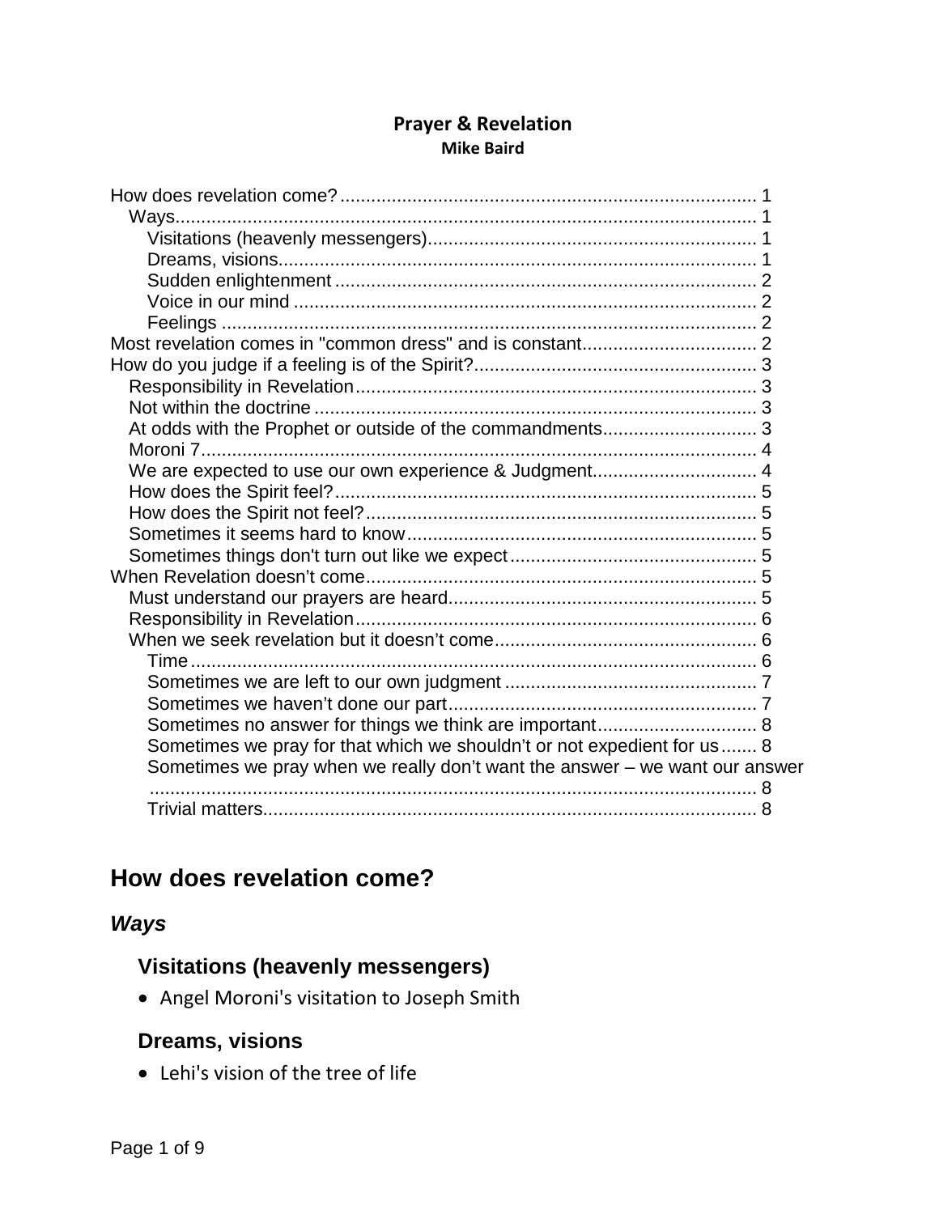**Prayer & Revelation**
**Mike Baird**

How does revelation come? ... 1
- Ways ... 1
  - Visitations (heavenly messengers) ... 1
  - Dreams, visions ... 1
  - Sudden enlightenment ... 2
  - Voice in our mind ... 2
  - Feelings ... 2

Most revelation comes in "common dress" and is constant ... 2

How do you judge if a feeling is of the Spirit? ... 3
- Responsibility in Revelation ... 3
- Not within the doctrine ... 3
- At odds with the Prophet or outside of the commandments ... 3
- Moroni 7 ... 4
- We are expected to use our own experience & Judgment ... 4
- How does the Spirit feel? ... 5
- How does the Spirit not feel? ... 5
- Sometimes it seems hard to know ... 5
- Sometimes things don't turn out like we expect ... 5

When Revelation doesn't come ... 5
- Must understand our prayers are heard ... 5
- Responsibility in Revelation ... 6
- When we seek revelation but it doesn't come ... 6
  - Time ... 6
  - Sometimes we are left to our own judgment ... 7
  - Sometimes we haven't done our part ... 7
  - Sometimes no answer for things we think are important ... 8
  - Sometimes we pray for that which we shouldn't or not expedient for us ... 8
  - Sometimes we pray when we really don't want the answer – we want our answer ... 8
  - Trivial matters ... 8

# How does revelation come?

## *Ways*

### Visitations (heavenly messengers)

- Angel Moroni's visitation to Joseph Smith

### Dreams, visions

- Lehi's vision of the tree of life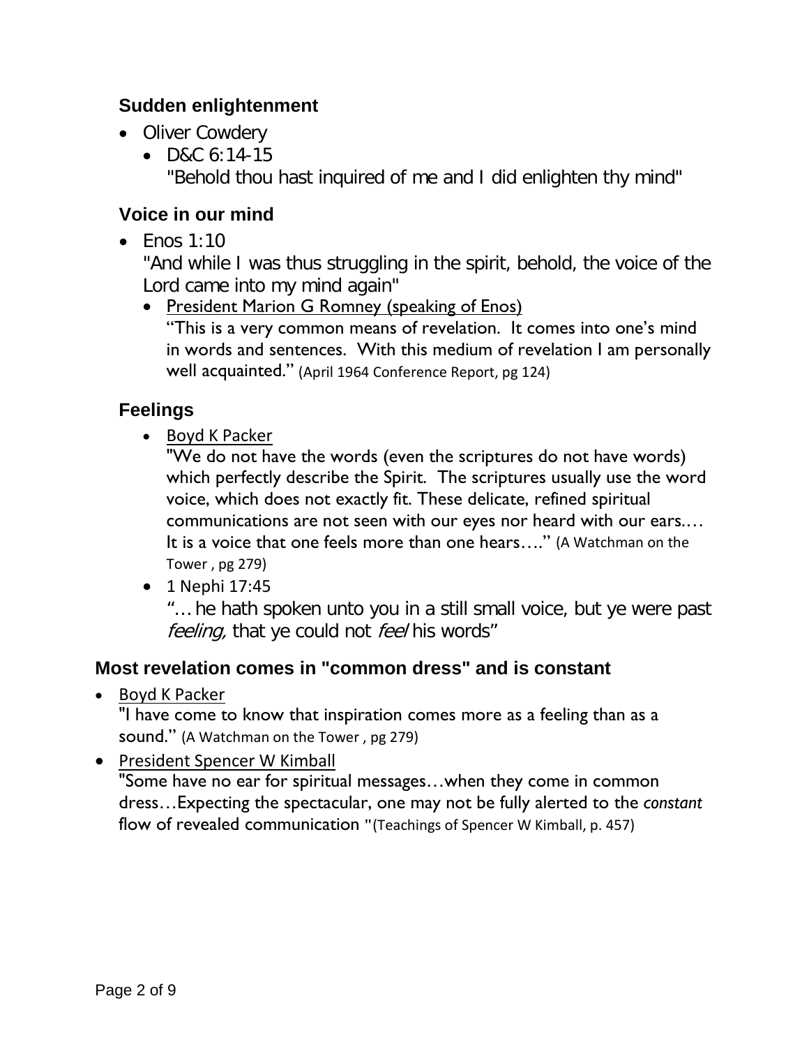### Sudden enlightenment

- Oliver Cowdery
  - D&C 6:14-15
    "Behold thou hast inquired of me and I did enlighten thy mind"

### Voice in our mind

- Enos 1:10
  "And while I was thus struggling in the spirit, behold, the voice of the Lord came into my mind again"
  - President Marion G Romney (speaking of Enos)
    "This is a very common means of revelation. It comes into one's mind in words and sentences. With this medium of revelation I am personally well acquainted." (April 1964 Conference Report, pg 124)

### Feelings

- Boyd K Packer
  "We do not have the words (even the scriptures do not have words) which perfectly describe the Spirit. The scriptures usually use the word voice, which does not exactly fit. These delicate, refined spiritual communications are not seen with our eyes nor heard with our ears.… It is a voice that one feels more than one hears…." (A Watchman on the Tower , pg 279)
- 1 Nephi 17:45
  "… he hath spoken unto you in a still small voice, but ye were past *feeling,* that ye could not *feel* his words"

### Most revelation comes in "common dress" and is constant

- Boyd K Packer
  "I have come to know that inspiration comes more as a feeling than as a sound." (A Watchman on the Tower , pg 279)
- President Spencer W Kimball
  "Some have no ear for spiritual messages…when they come in common dress…Expecting the spectacular, one may not be fully alerted to the *constant* flow of revealed communication "(Teachings of Spencer W Kimball, p. 457)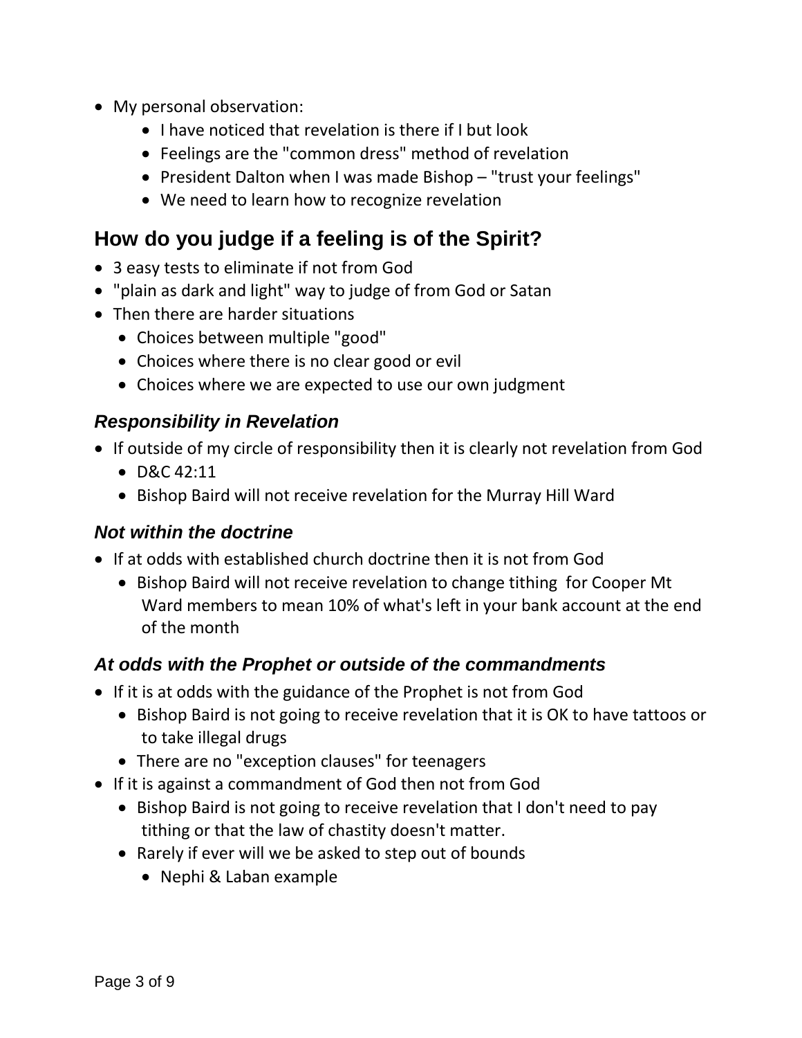- My personal observation:
    - I have noticed that revelation is there if I but look
    - Feelings are the "common dress" method of revelation
    - President Dalton when I was made Bishop – "trust your feelings"
    - We need to learn how to recognize revelation

## How do you judge if a feeling is of the Spirit?

- 3 easy tests to eliminate if not from God
- "plain as dark and light" way to judge of from God or Satan
- Then there are harder situations
    - Choices between multiple "good"
    - Choices where there is no clear good or evil
    - Choices where we are expected to use our own judgment

### *Responsibility in Revelation*

- If outside of my circle of responsibility then it is clearly not revelation from God
    - D&C 42:11
    - Bishop Baird will not receive revelation for the Murray Hill Ward

### *Not within the doctrine*

- If at odds with established church doctrine then it is not from God
    - Bishop Baird will not receive revelation to change tithing for Cooper Mt Ward members to mean 10% of what's left in your bank account at the end of the month

### *At odds with the Prophet or outside of the commandments*

- If it is at odds with the guidance of the Prophet is not from God
    - Bishop Baird is not going to receive revelation that it is OK to have tattoos or to take illegal drugs
    - There are no "exception clauses" for teenagers
- If it is against a commandment of God then not from God
    - Bishop Baird is not going to receive revelation that I don't need to pay tithing or that the law of chastity doesn't matter.
    - Rarely if ever will we be asked to step out of bounds
        - Nephi & Laban example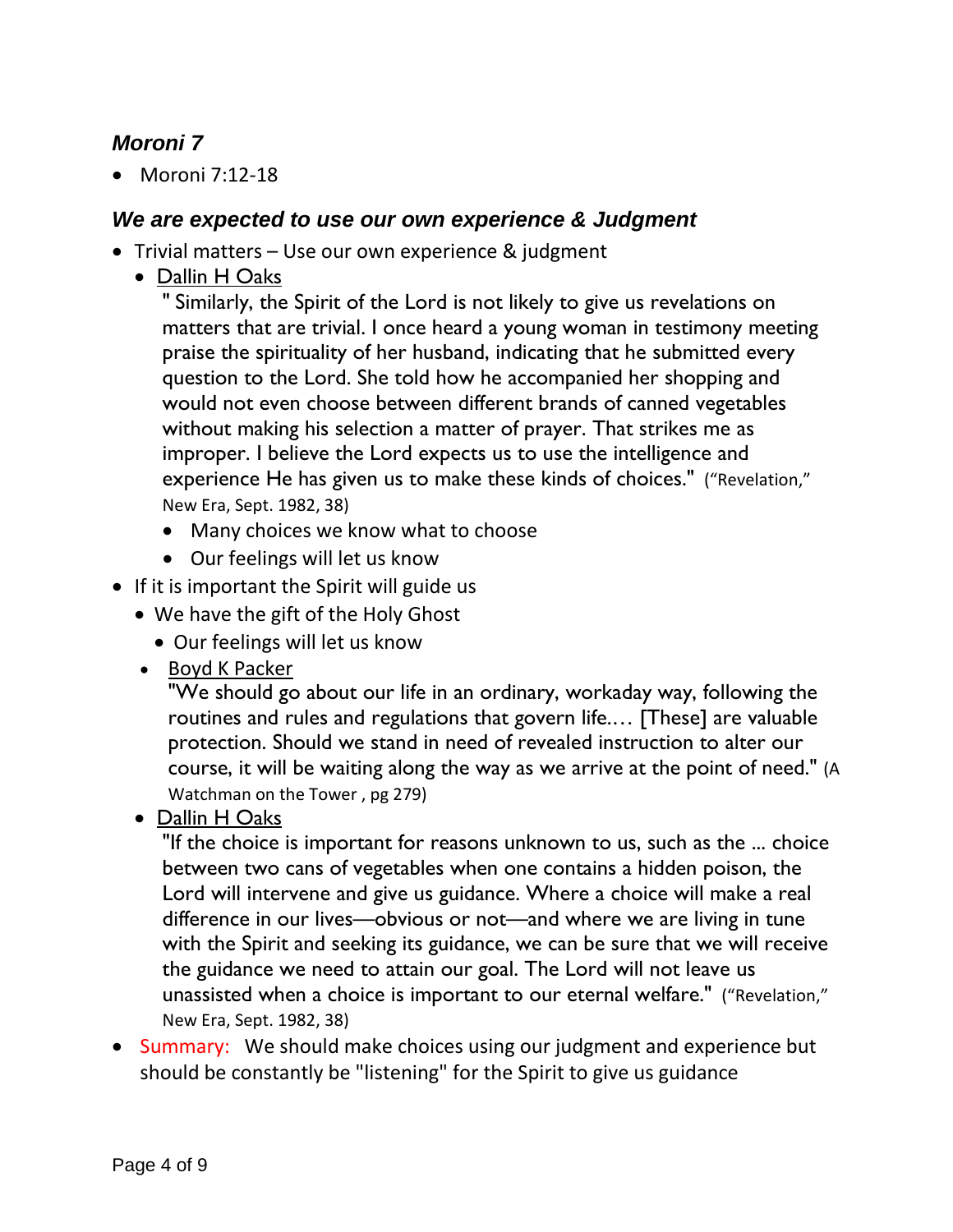### *Moroni 7*

- Moroni 7:12-18

### *We are expected to use our own experience & Judgment*

- Trivial matters – Use our own experience & judgment
  - Dallin H Oaks

    " Similarly, the Spirit of the Lord is not likely to give us revelations on matters that are trivial. I once heard a young woman in testimony meeting praise the spirituality of her husband, indicating that he submitted every question to the Lord. She told how he accompanied her shopping and would not even choose between different brands of canned vegetables without making his selection a matter of prayer. That strikes me as improper. I believe the Lord expects us to use the intelligence and experience He has given us to make these kinds of choices." ("Revelation," New Era, Sept. 1982, 38)

    - Many choices we know what to choose
    - Our feelings will let us know
- If it is important the Spirit will guide us
  - We have the gift of the Holy Ghost
    - Our feelings will let us know
  - Boyd K Packer

    "We should go about our life in an ordinary, workaday way, following the routines and rules and regulations that govern life.… [These] are valuable protection. Should we stand in need of revealed instruction to alter our course, it will be waiting along the way as we arrive at the point of need." (A Watchman on the Tower , pg 279)
  - Dallin H Oaks

    "If the choice is important for reasons unknown to us, such as the ... choice between two cans of vegetables when one contains a hidden poison, the Lord will intervene and give us guidance. Where a choice will make a real difference in our lives—obvious or not—and where we are living in tune with the Spirit and seeking its guidance, we can be sure that we will receive the guidance we need to attain our goal. The Lord will not leave us unassisted when a choice is important to our eternal welfare." ("Revelation," New Era, Sept. 1982, 38)
- Summary: We should make choices using our judgment and experience but should be constantly be "listening" for the Spirit to give us guidance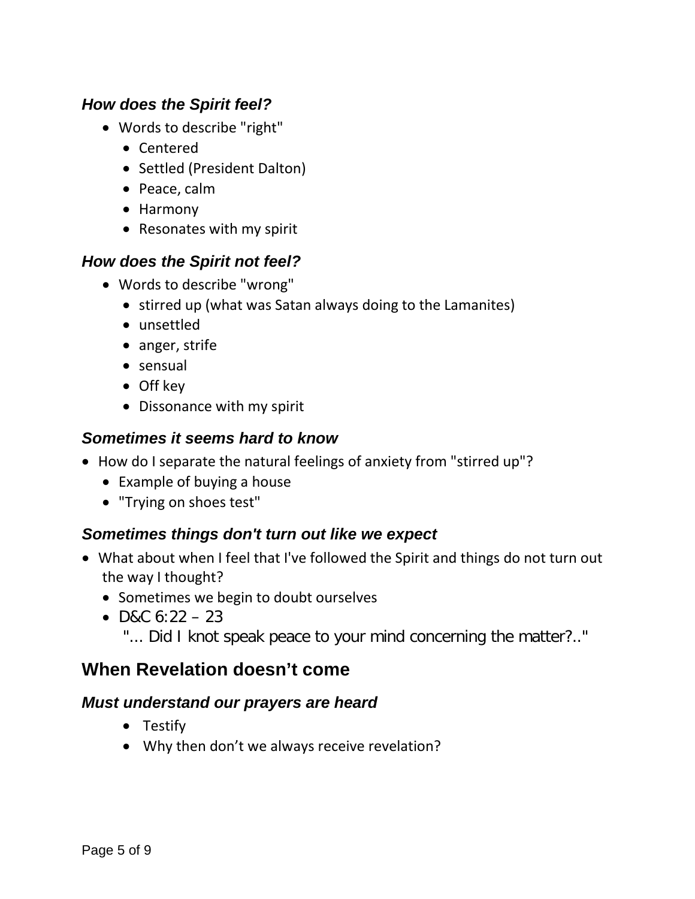### *How does the Spirit feel?*

- Words to describe "right"
  - Centered
  - Settled (President Dalton)
  - Peace, calm
  - Harmony
  - Resonates with my spirit

### *How does the Spirit not feel?*

- Words to describe "wrong"
  - stirred up (what was Satan always doing to the Lamanites)
  - unsettled
  - anger, strife
  - sensual
  - Off key
  - Dissonance with my spirit

### *Sometimes it seems hard to know*

- How do I separate the natural feelings of anxiety from "stirred up"?
  - Example of buying a house
  - "Trying on shoes test"

### *Sometimes things don't turn out like we expect*

- What about when I feel that I've followed the Spirit and things do not turn out the way I thought?
  - Sometimes we begin to doubt ourselves
  - D&C 6:22 – 23
    "… Did I knot speak peace to your mind concerning the matter?.."

## When Revelation doesn't come

### *Must understand our prayers are heard*

- Testify
- Why then don't we always receive revelation?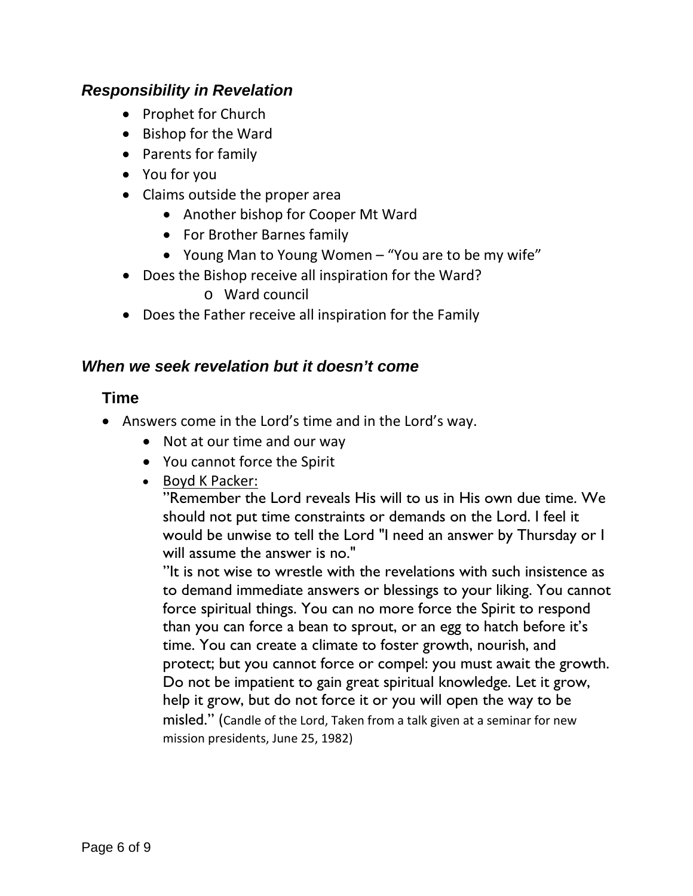### *Responsibility in Revelation*

- Prophet for Church
- Bishop for the Ward
- Parents for family
- You for you
- Claims outside the proper area
    - Another bishop for Cooper Mt Ward
    - For Brother Barnes family
    - Young Man to Young Women – “You are to be my wife”
- Does the Bishop receive all inspiration for the Ward?
    - Ward council
- Does the Father receive all inspiration for the Family

### *When we seek revelation but it doesn’t come*

#### Time

- Answers come in the Lord’s time and in the Lord’s way.
    - Not at our time and our way
    - You cannot force the Spirit
    - <u>Boyd K Packer:</u>
      ”Remember the Lord reveals His will to us in His own due time. We should not put time constraints or demands on the Lord. I feel it would be unwise to tell the Lord "I need an answer by Thursday or I will assume the answer is no."
      ”It is not wise to wrestle with the revelations with such insistence as to demand immediate answers or blessings to your liking. You cannot force spiritual things. You can no more force the Spirit to respond than you can force a bean to sprout, or an egg to hatch before it’s time. You can create a climate to foster growth, nourish, and protect; but you cannot force or compel: you must await the growth. Do not be impatient to gain great spiritual knowledge. Let it grow, help it grow, but do not force it or you will open the way to be misled.” (Candle of the Lord, Taken from a talk given at a seminar for new mission presidents, June 25, 1982)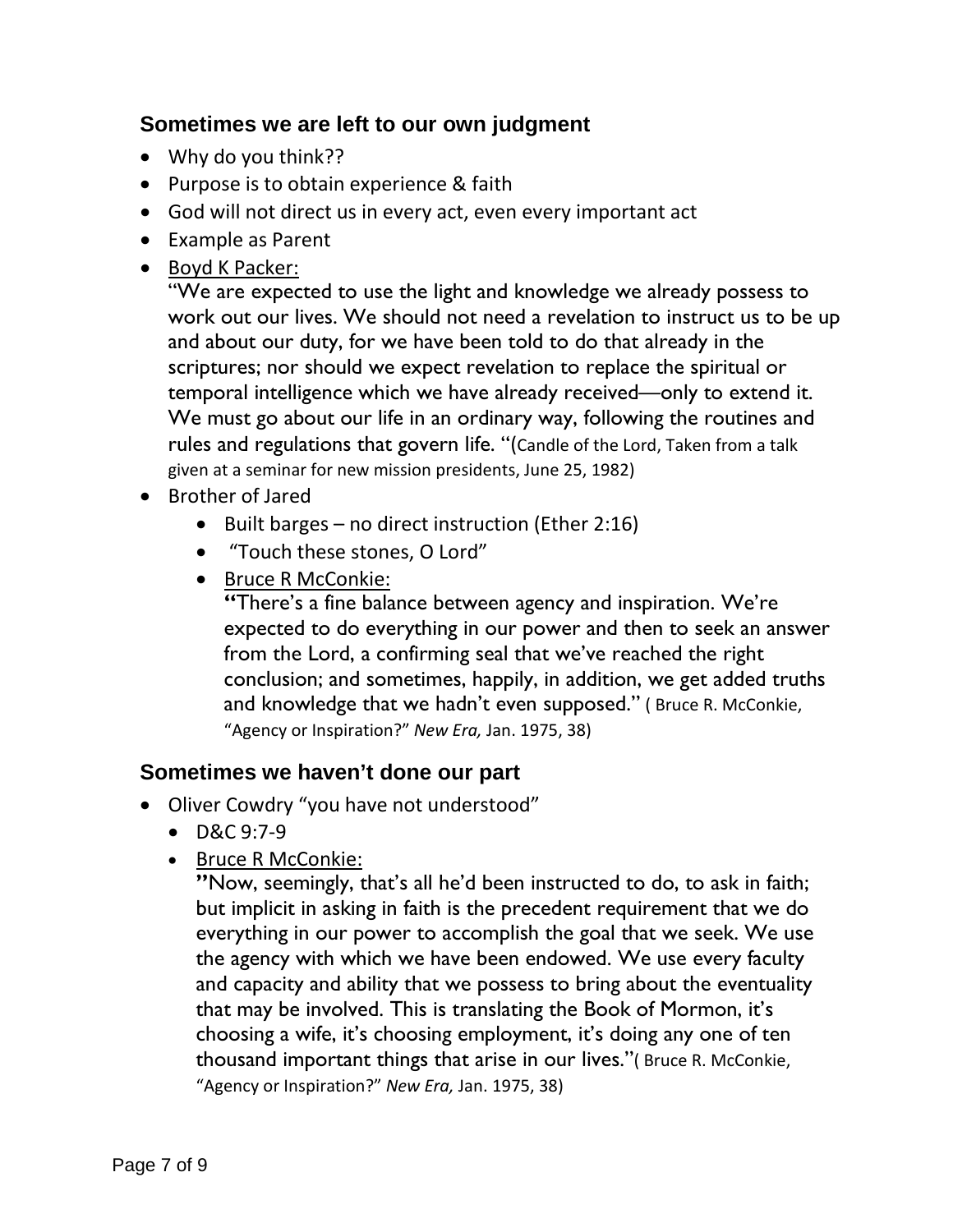## Sometimes we are left to our own judgment

- Why do you think??
- Purpose is to obtain experience & faith
- God will not direct us in every act, even every important act
- Example as Parent
- Boyd K Packer:

  "We are expected to use the light and knowledge we already possess to work out our lives. We should not need a revelation to instruct us to be up and about our duty, for we have been told to do that already in the scriptures; nor should we expect revelation to replace the spiritual or temporal intelligence which we have already received—only to extend it. We must go about our life in an ordinary way, following the routines and rules and regulations that govern life. "(Candle of the Lord, Taken from a talk given at a seminar for new mission presidents, June 25, 1982)
- Brother of Jared
  - Built barges – no direct instruction (Ether 2:16)
  - "Touch these stones, O Lord"
  - Bruce R McConkie:

    **"**There's a fine balance between agency and inspiration. We're expected to do everything in our power and then to seek an answer from the Lord, a confirming seal that we've reached the right conclusion; and sometimes, happily, in addition, we get added truths and knowledge that we hadn't even supposed." ( Bruce R. McConkie, "Agency or Inspiration?" *New Era,* Jan. 1975, 38)

## Sometimes we haven't done our part

- Oliver Cowdry "you have not understood"
  - D&C 9:7-9
  - Bruce R McConkie:

    **"**Now, seemingly, that's all he'd been instructed to do, to ask in faith; but implicit in asking in faith is the precedent requirement that we do everything in our power to accomplish the goal that we seek. We use the agency with which we have been endowed. We use every faculty and capacity and ability that we possess to bring about the eventuality that may be involved. This is translating the Book of Mormon, it's choosing a wife, it's choosing employment, it's doing any one of ten thousand important things that arise in our lives."( Bruce R. McConkie, "Agency or Inspiration?" *New Era,* Jan. 1975, 38)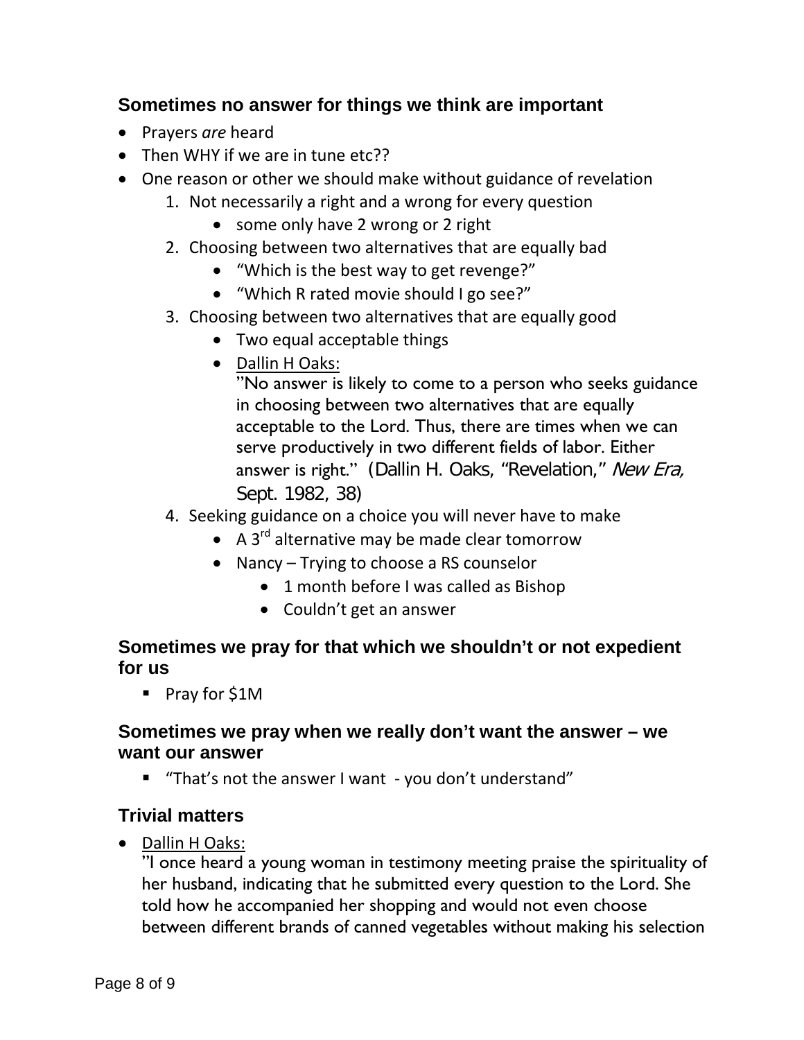### Sometimes no answer for things we think are important

- Prayers *are* heard
- Then WHY if we are in tune etc??
- One reason or other we should make without guidance of revelation
  1. Not necessarily a right and a wrong for every question
     - some only have 2 wrong or 2 right
  2. Choosing between two alternatives that are equally bad
     - “Which is the best way to get revenge?”
     - “Which R rated movie should I go see?”
  3. Choosing between two alternatives that are equally good
     - Two equal acceptable things
     - <u>Dallin H Oaks:</u>
       ”No answer is likely to come to a person who seeks guidance in choosing between two alternatives that are equally acceptable to the Lord. Thus, there are times when we can serve productively in two different fields of labor. Either answer is right.” (Dallin H. Oaks, “Revelation,” *New Era,* Sept. 1982, 38)
  4. Seeking guidance on a choice you will never have to make
     - A 3rd alternative may be made clear tomorrow
     - Nancy – Trying to choose a RS counselor
       - 1 month before I was called as Bishop
       - Couldn’t get an answer

### Sometimes we pray for that which we shouldn’t or not expedient for us

- Pray for $1M

### Sometimes we pray when we really don’t want the answer – we want our answer

- “That’s not the answer I want - you don’t understand”

### Trivial matters

- <u>Dallin H Oaks:</u>
  ”I once heard a young woman in testimony meeting praise the spirituality of her husband, indicating that he submitted every question to the Lord. She told how he accompanied her shopping and would not even choose between different brands of canned vegetables without making his selection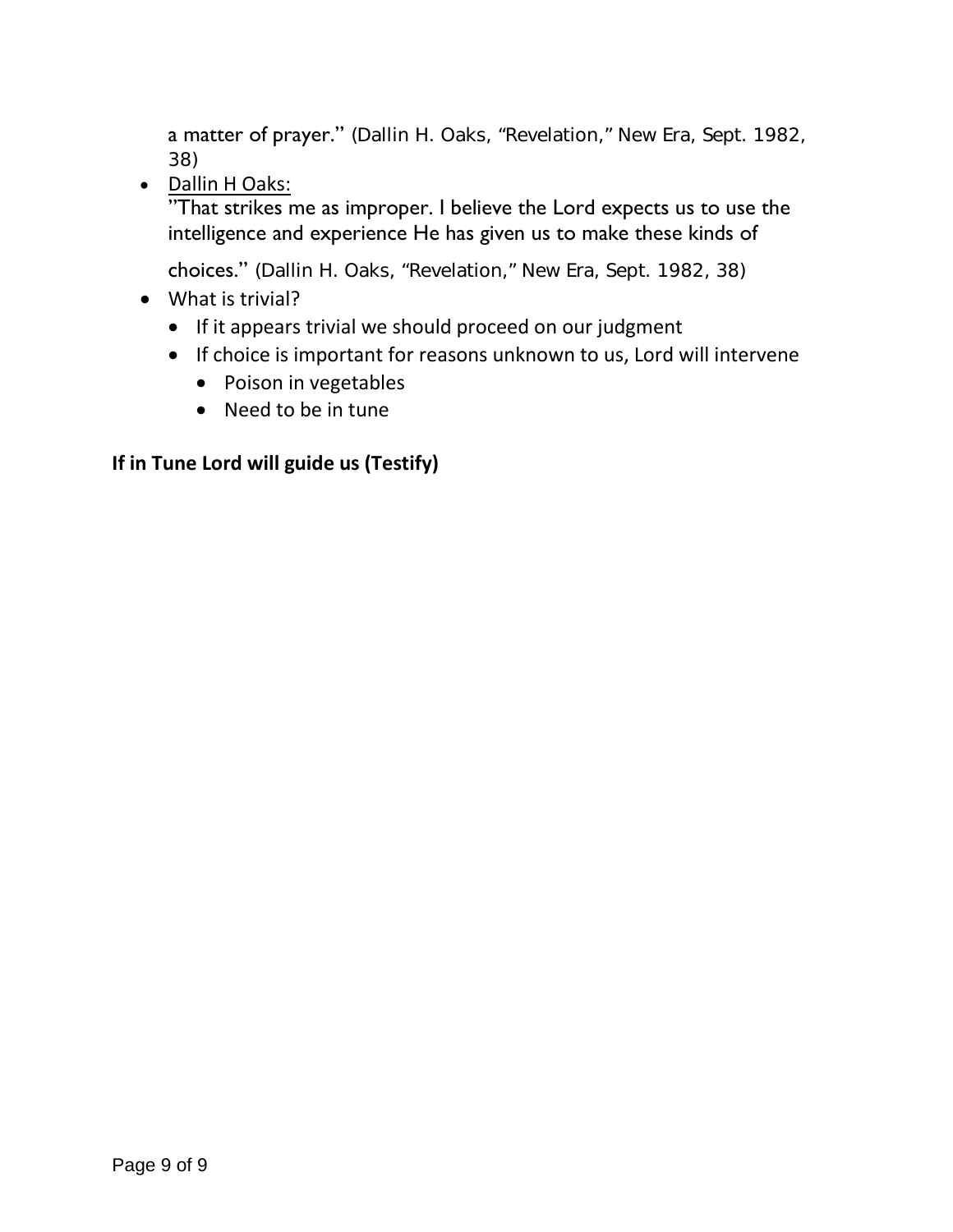a matter of prayer." (Dallin H. Oaks, "Revelation," New Era, Sept. 1982, 38)

- Dallin H Oaks:
  "That strikes me as improper. I believe the Lord expects us to use the intelligence and experience He has given us to make these kinds of choices." (Dallin H. Oaks, "Revelation," New Era, Sept. 1982, 38)
- What is trivial?
  - If it appears trivial we should proceed on our judgment
  - If choice is important for reasons unknown to us, Lord will intervene
    - Poison in vegetables
    - Need to be in tune

**If in Tune Lord will guide us (Testify)**